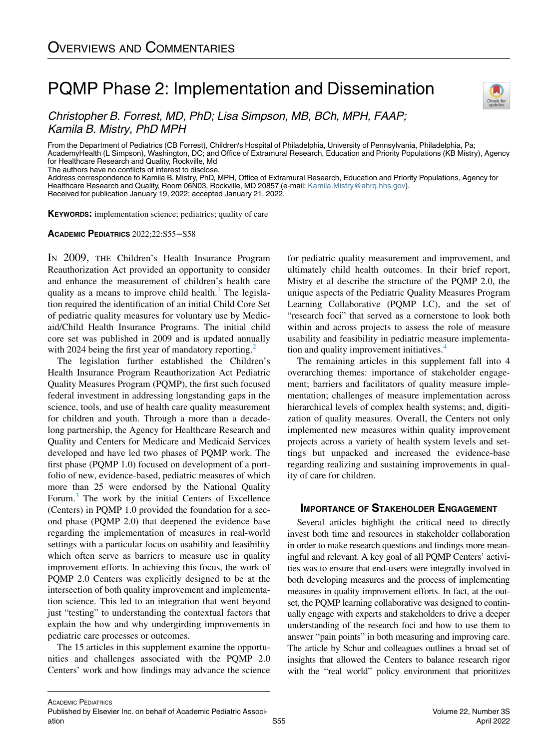# Overviews and Commentaries

# PQMP Phase 2: Implementation and Dissemination

*Christopher B. Forrest, MD, PhD; Lisa Simpson, MB, BCh, MPH, FAAP; Kamila B. Mistry, PhD MPH*

From the Department of Pediatrics (CB Forrest), Children's Hospital of Philadelphia, University of Pennsylvania, Philadelphia, Pa; AcademyHealth (L Simpson), Washington, DC; and Office of Extramural Research, Education and Priority Populations (KB Mistry), Agency for Healthcare Research and Quality, Rockville, Md

The authors have no conflicts of interest to disclose.

Address correspondence to Kamila B. Mistry, PhD, MPH, Office of Extramural Research, Education and Priority Populations, Agency for Healthcare Research and Quality, Room 06N03, Rockville, MD 20857 (e-mail: Kamila.Mistry@ahrq.hhs.gov).

Received for publication January 19, 2022; accepted January 21, 2022.

**Keywords:** implementation science; pediatrics; quality of care

**Academic Pediatrics** 2022;22:S55−S58

In 2009, the Children's Health Insurance Program Reauthorization Act provided an opportunity to consider and enhance the measurement of children's health care quality as a means to improve child health.[1] The legislation required the identification of an initial Child Core Set of pediatric quality measures for voluntary use by Medicaid/Child Health Insurance Programs. The initial child core set was published in 2009 and is updated annually with 2024 being the first year of mandatory reporting.[2]

The legislation further established the Children's Health Insurance Program Reauthorization Act Pediatric Quality Measures Program (PQMP), the first such focused federal investment in addressing longstanding gaps in the science, tools, and use of health care quality measurement for children and youth. Through a more than a decade-long partnership, the Agency for Healthcare Research and Quality and Centers for Medicare and Medicaid Services developed and have led two phases of PQMP work. The first phase (PQMP 1.0) focused on development of a portfolio of new, evidence-based, pediatric measures of which more than 25 were endorsed by the National Quality Forum.[3] The work by the initial Centers of Excellence (Centers) in PQMP 1.0 provided the foundation for a second phase (PQMP 2.0) that deepened the evidence base regarding the implementation of measures in real-world settings with a particular focus on usability and feasibility which often serve as barriers to measure use in quality improvement efforts. In achieving this focus, the work of PQMP 2.0 Centers was explicitly designed to be at the intersection of both quality improvement and implementation science. This led to an integration that went beyond just "testing" to understanding the contextual factors that explain the how and why undergirding improvements in pediatric care processes or outcomes.

The 15 articles in this supplement examine the opportunities and challenges associated with the PQMP 2.0 Centers' work and how findings may advance the science for pediatric quality measurement and improvement, and ultimately child health outcomes. In their brief report, Mistry et al describe the structure of the PQMP 2.0, the unique aspects of the Pediatric Quality Measures Program Learning Collaborative (PQMP LC), and the set of "research foci" that served as a cornerstone to look both within and across projects to assess the role of measure usability and feasibility in pediatric measure implementation and quality improvement initiatives.[4]

The remaining articles in this supplement fall into 4 overarching themes: importance of stakeholder engagement; barriers and facilitators of quality measure implementation; challenges of measure implementation across hierarchical levels of complex health systems; and, digitization of quality measures. Overall, the Centers not only implemented new measures within quality improvement projects across a variety of health system levels and settings but unpacked and increased the evidence-base regarding realizing and sustaining improvements in quality of care for children.

## Importance of Stakeholder Engagement

Several articles highlight the critical need to directly invest both time and resources in stakeholder collaboration in order to make research questions and findings more meaningful and relevant. A key goal of all PQMP Centers' activities was to ensure that end-users were integrally involved in both developing measures and the process of implementing measures in quality improvement efforts. In fact, at the outset, the PQMP learning collaborative was designed to continually engage with experts and stakeholders to drive a deeper understanding of the research foci and how to use them to answer "pain points" in both measuring and improving care. The article by Schur and colleagues outlines a broad set of insights that allowed the Centers to balance research rigor with the "real world" policy environment that prioritizes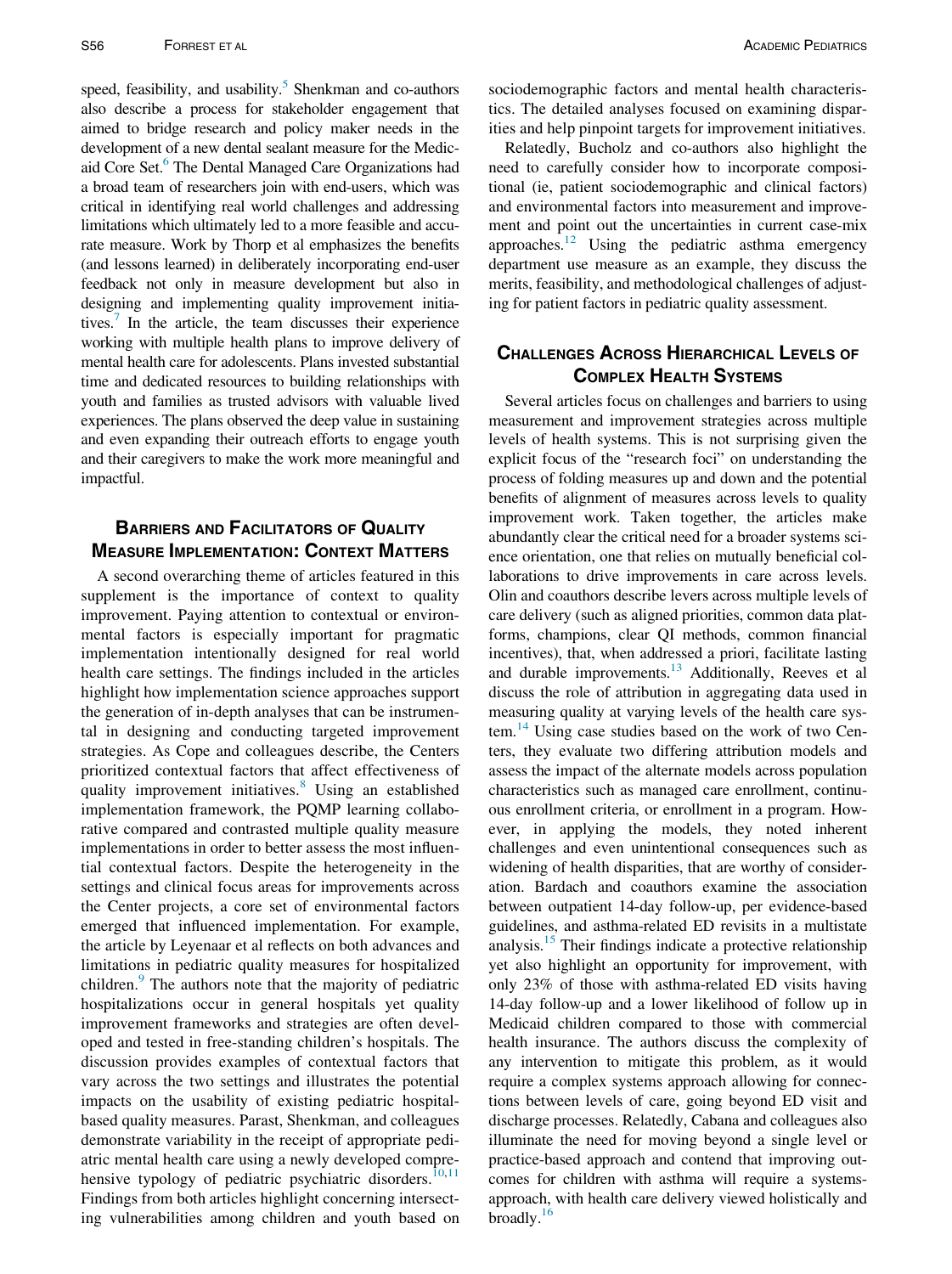speed, feasibility, and usability.[5] Shenkman and co-authors also describe a process for stakeholder engagement that aimed to bridge research and policy maker needs in the development of a new dental sealant measure for the Medicaid Core Set.[6] The Dental Managed Care Organizations had a broad team of researchers join with end-users, which was critical in identifying real world challenges and addressing limitations which ultimately led to a more feasible and accurate measure. Work by Thorp et al emphasizes the benefits (and lessons learned) in deliberately incorporating end-user feedback not only in measure development but also in designing and implementing quality improvement initiatives.[7] In the article, the team discusses their experience working with multiple health plans to improve delivery of mental health care for adolescents. Plans invested substantial time and dedicated resources to building relationships with youth and families as trusted advisors with valuable lived experiences. The plans observed the deep value in sustaining and even expanding their outreach efforts to engage youth and their caregivers to make the work more meaningful and impactful.

## Barriers and Facilitators of Quality Measure Implementation: Context Matters

A second overarching theme of articles featured in this supplement is the importance of context to quality improvement. Paying attention to contextual or environmental factors is especially important for pragmatic implementation intentionally designed for real world health care settings. The findings included in the articles highlight how implementation science approaches support the generation of in-depth analyses that can be instrumental in designing and conducting targeted improvement strategies. As Cope and colleagues describe, the Centers prioritized contextual factors that affect effectiveness of quality improvement initiatives.[8] Using an established implementation framework, the PQMP learning collaborative compared and contrasted multiple quality measure implementations in order to better assess the most influential contextual factors. Despite the heterogeneity in the settings and clinical focus areas for improvements across the Center projects, a core set of environmental factors emerged that influenced implementation. For example, the article by Leyenaar et al reflects on both advances and limitations in pediatric quality measures for hospitalized children.[9] The authors note that the majority of pediatric hospitalizations occur in general hospitals yet quality improvement frameworks and strategies are often developed and tested in free-standing children's hospitals. The discussion provides examples of contextual factors that vary across the two settings and illustrates the potential impacts on the usability of existing pediatric hospital-based quality measures. Parast, Shenkman, and colleagues demonstrate variability in the receipt of appropriate pediatric mental health care using a newly developed comprehensive typology of pediatric psychiatric disorders.[10,11] Findings from both articles highlight concerning intersecting vulnerabilities among children and youth based on sociodemographic factors and mental health characteristics. The detailed analyses focused on examining disparities and help pinpoint targets for improvement initiatives.

Relatedly, Bucholz and co-authors also highlight the need to carefully consider how to incorporate compositional (ie, patient sociodemographic and clinical factors) and environmental factors into measurement and improvement and point out the uncertainties in current case-mix approaches.[12] Using the pediatric asthma emergency department use measure as an example, they discuss the merits, feasibility, and methodological challenges of adjusting for patient factors in pediatric quality assessment.

## Challenges Across Hierarchical Levels of Complex Health Systems

Several articles focus on challenges and barriers to using measurement and improvement strategies across multiple levels of health systems. This is not surprising given the explicit focus of the "research foci" on understanding the process of folding measures up and down and the potential benefits of alignment of measures across levels to quality improvement work. Taken together, the articles make abundantly clear the critical need for a broader systems science orientation, one that relies on mutually beneficial collaborations to drive improvements in care across levels. Olin and coauthors describe levers across multiple levels of care delivery (such as aligned priorities, common data platforms, champions, clear QI methods, common financial incentives), that, when addressed a priori, facilitate lasting and durable improvements.[13] Additionally, Reeves et al discuss the role of attribution in aggregating data used in measuring quality at varying levels of the health care system.[14] Using case studies based on the work of two Centers, they evaluate two differing attribution models and assess the impact of the alternate models across population characteristics such as managed care enrollment, continuous enrollment criteria, or enrollment in a program. However, in applying the models, they noted inherent challenges and even unintentional consequences such as widening of health disparities, that are worthy of consideration. Bardach and coauthors examine the association between outpatient 14-day follow-up, per evidence-based guidelines, and asthma-related ED revisits in a multistate analysis.[15] Their findings indicate a protective relationship yet also highlight an opportunity for improvement, with only 23% of those with asthma-related ED visits having 14-day follow-up and a lower likelihood of follow up in Medicaid children compared to those with commercial health insurance. The authors discuss the complexity of any intervention to mitigate this problem, as it would require a complex systems approach allowing for connections between levels of care, going beyond ED visit and discharge processes. Relatedly, Cabana and colleagues also illuminate the need for moving beyond a single level or practice-based approach and contend that improving outcomes for children with asthma will require a systems-approach, with health care delivery viewed holistically and broadly.[16]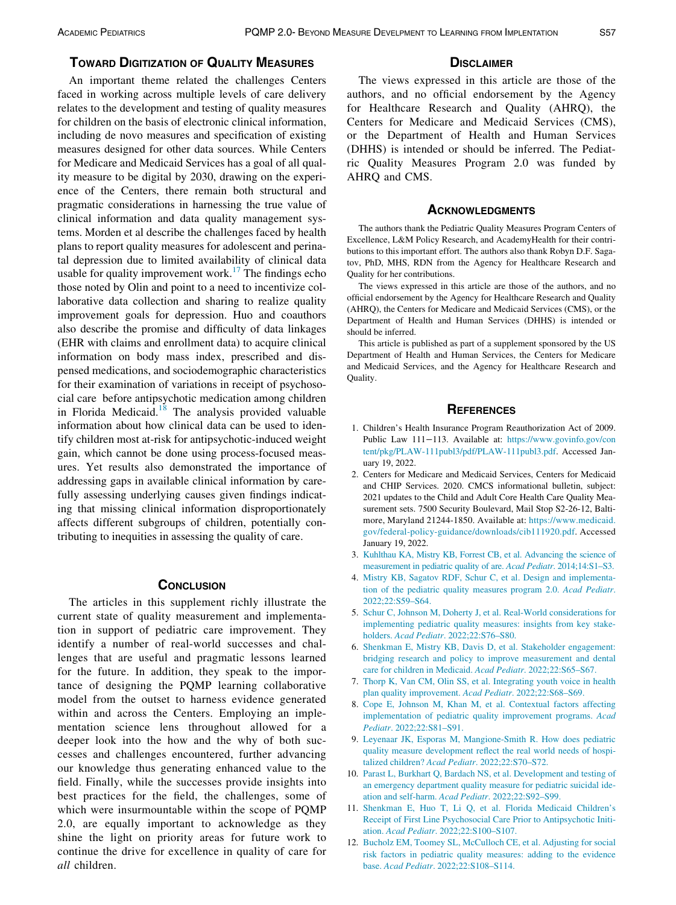## Toward Digitization of Quality Measures

An important theme related the challenges Centers faced in working across multiple levels of care delivery relates to the development and testing of quality measures for children on the basis of electronic clinical information, including de novo measures and specification of existing measures designed for other data sources. While Centers for Medicare and Medicaid Services has a goal of all quality measure to be digital by 2030, drawing on the experience of the Centers, there remain both structural and pragmatic considerations in harnessing the true value of clinical information and data quality management systems. Morden et al describe the challenges faced by health plans to report quality measures for adolescent and perinatal depression due to limited availability of clinical data usable for quality improvement work.[17] The findings echo those noted by Olin and point to a need to incentivize collaborative data collection and sharing to realize quality improvement goals for depression. Huo and coauthors also describe the promise and difficulty of data linkages (EHR with claims and enrollment data) to acquire clinical information on body mass index, prescribed and dispensed medications, and sociodemographic characteristics for their examination of variations in receipt of psychosocial care before antipsychotic medication among children in Florida Medicaid.[18] The analysis provided valuable information about how clinical data can be used to identify children most at-risk for antipsychotic-induced weight gain, which cannot be done using process-focused measures. Yet results also demonstrated the importance of addressing gaps in available clinical information by carefully assessing underlying causes given findings indicating that missing clinical information disproportionately affects different subgroups of children, potentially contributing to inequities in assessing the quality of care.

## Conclusion

The articles in this supplement richly illustrate the current state of quality measurement and implementation in support of pediatric care improvement. They identify a number of real-world successes and challenges that are useful and pragmatic lessons learned for the future. In addition, they speak to the importance of designing the PQMP learning collaborative model from the outset to harness evidence generated within and across the Centers. Employing an implementation science lens throughout allowed for a deeper look into the how and the why of both successes and challenges encountered, further advancing our knowledge thus generating enhanced value to the field. Finally, while the successes provide insights into best practices for the field, the challenges, some of which were insurmountable within the scope of PQMP 2.0, are equally important to acknowledge as they shine the light on priority areas for future work to continue the drive for excellence in quality of care for *all* children.

## Disclaimer

The views expressed in this article are those of the authors, and no official endorsement by the Agency for Healthcare Research and Quality (AHRQ), the Centers for Medicare and Medicaid Services (CMS), or the Department of Health and Human Services (DHHS) is intended or should be inferred. The Pediatric Quality Measures Program 2.0 was funded by AHRQ and CMS.

## Acknowledgments

The authors thank the Pediatric Quality Measures Program Centers of Excellence, L&M Policy Research, and AcademyHealth for their contributions to this important effort. The authors also thank Robyn D.F. Sagatov, PhD, MHS, RDN from the Agency for Healthcare Research and Quality for her contributions.

The views expressed in this article are those of the authors, and no official endorsement by the Agency for Healthcare Research and Quality (AHRQ), the Centers for Medicare and Medicaid Services (CMS), or the Department of Health and Human Services (DHHS) is intended or should be inferred.

This article is published as part of a supplement sponsored by the US Department of Health and Human Services, the Centers for Medicare and Medicaid Services, and the Agency for Healthcare Research and Quality.

## References

1. Children's Health Insurance Program Reauthorization Act of 2009. Public Law 111−113. Available at: https://www.govinfo.gov/content/pkg/PLAW-111publ3/pdf/PLAW-111publ3.pdf. Accessed January 19, 2022.
2. Centers for Medicare and Medicaid Services, Centers for Medicaid and CHIP Services. 2020. CMCS informational bulletin, subject: 2021 updates to the Child and Adult Core Health Care Quality Measurement sets. 7500 Security Boulevard, Mail Stop S2-26-12, Baltimore, Maryland 21244-1850. Available at: https://www.medicaid.gov/federal-policy-guidance/downloads/cib111920.pdf. Accessed January 19, 2022.
3. Kuhlthau KA, Mistry KB, Forrest CB, et al. Advancing the science of measurement in pediatric quality of are. *Acad Pediatr*. 2014;14:S1–S3.
4. Mistry KB, Sagatov RDF, Schur C, et al. Design and implementation of the pediatric quality measures program 2.0. *Acad Pediatr*. 2022;22:S59–S64.
5. Schur C, Johnson M, Doherty J, et al. Real-World considerations for implementing pediatric quality measures: insights from key stakeholders. *Acad Pediatr*. 2022;22:S76–S80.
6. Shenkman E, Mistry KB, Davis D, et al. Stakeholder engagement: bridging research and policy to improve measurement and dental care for children in Medicaid. *Acad Pediatr*. 2022;22:S65–S67.
7. Thorp K, Van CM, Olin SS, et al. Integrating youth voice in health plan quality improvement. *Acad Pediatr*. 2022;22:S68–S69.
8. Cope E, Johnson M, Khan M, et al. Contextual factors affecting implementation of pediatric quality improvement programs. *Acad Pediatr*. 2022;22:S81–S91.
9. Leyenaar JK, Esporas M, Mangione-Smith R. How does pediatric quality measure development reflect the real world needs of hospitalized children? *Acad Pediatr*. 2022;22:S70–S72.
10. Parast L, Burkhart Q, Bardach NS, et al. Development and testing of an emergency department quality measure for pediatric suicidal ideation and self-harm. *Acad Pediatr*. 2022;22:S92–S99.
11. Shenkman E, Huo T, Li Q, et al. Florida Medicaid Children's Receipt of First Line Psychosocial Care Prior to Antipsychotic Initiation. *Acad Pediatr*. 2022;22:S100–S107.
12. Bucholz EM, Toomey SL, McCulloch CE, et al. Adjusting for social risk factors in pediatric quality measures: adding to the evidence base. *Acad Pediatr*. 2022;22:S108–S114.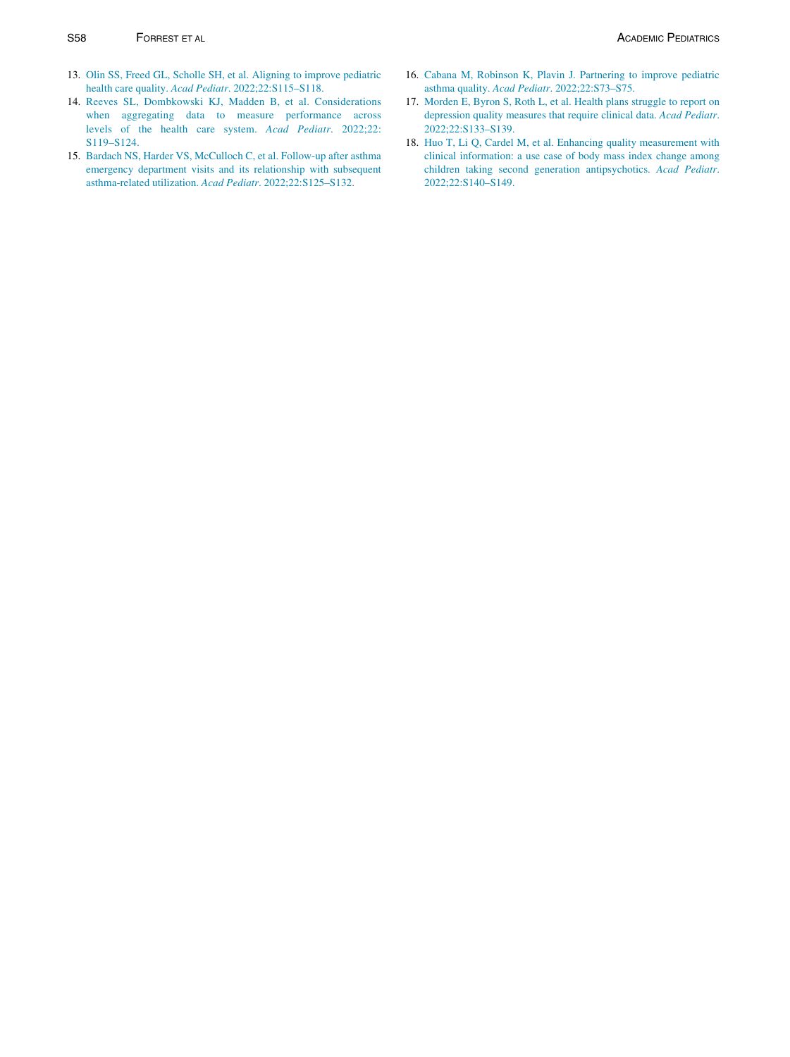13. Olin SS, Freed GL, Scholle SH, et al. Aligning to improve pediatric health care quality. *Acad Pediatr*. 2022;22:S115–S118.
14. Reeves SL, Dombkowski KJ, Madden B, et al. Considerations when aggregating data to measure performance across levels of the health care system. *Acad Pediatr*. 2022;22:S119–S124.
15. Bardach NS, Harder VS, McCulloch C, et al. Follow-up after asthma emergency department visits and its relationship with subsequent asthma-related utilization. *Acad Pediatr*. 2022;22:S125–S132.
16. Cabana M, Robinson K, Plavin J. Partnering to improve pediatric asthma quality. *Acad Pediatr*. 2022;22:S73–S75.
17. Morden E, Byron S, Roth L, et al. Health plans struggle to report on depression quality measures that require clinical data. *Acad Pediatr*. 2022;22:S133–S139.
18. Huo T, Li Q, Cardel M, et al. Enhancing quality measurement with clinical information: a use case of body mass index change among children taking second generation antipsychotics. *Acad Pediatr*. 2022;22:S140–S149.